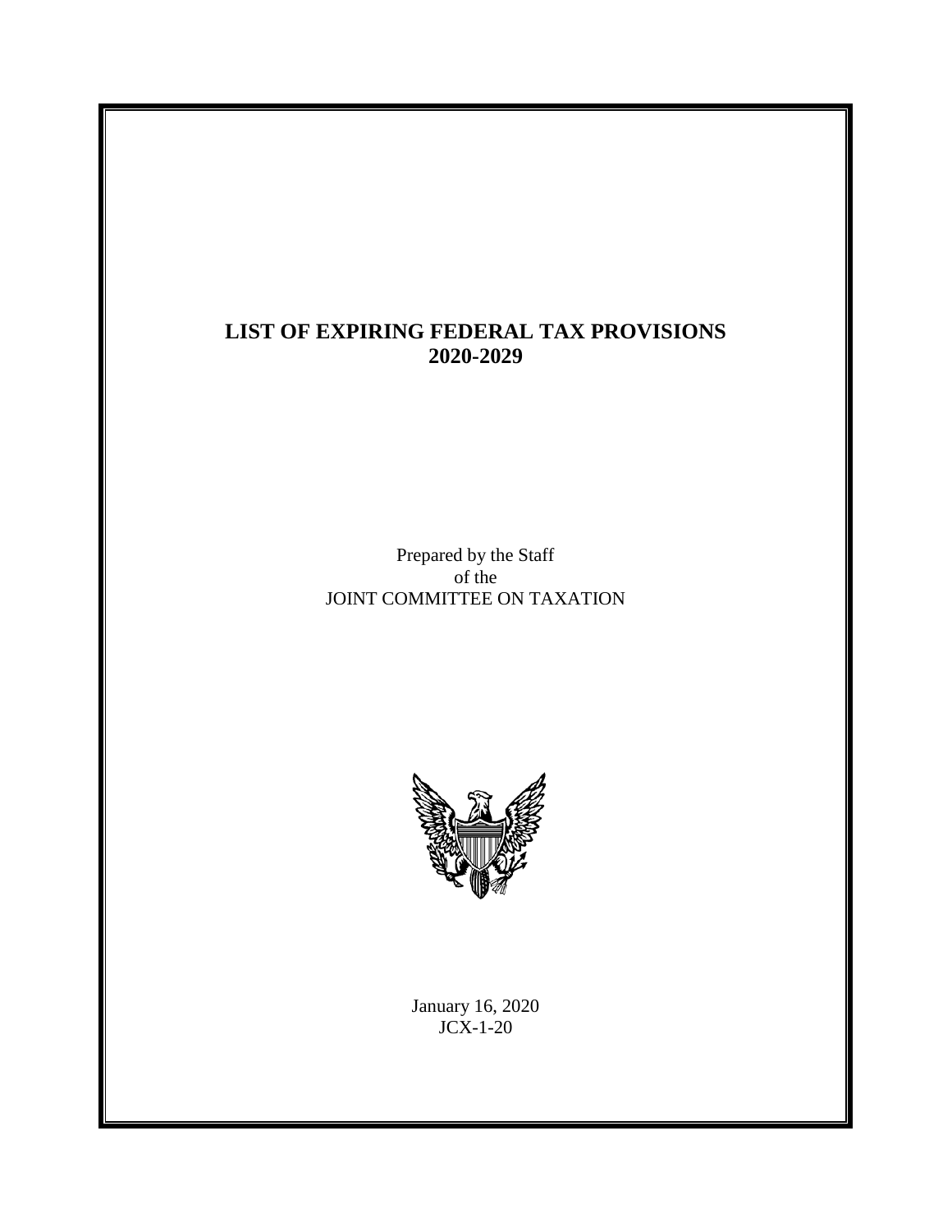# LIST OF EXPIRING FEDERAL TAX PROVISIONS 2020-2029

Prepared by the Staff
of the
JOINT COMMITTEE ON TAXATION

January 16, 2020
JCX-1-20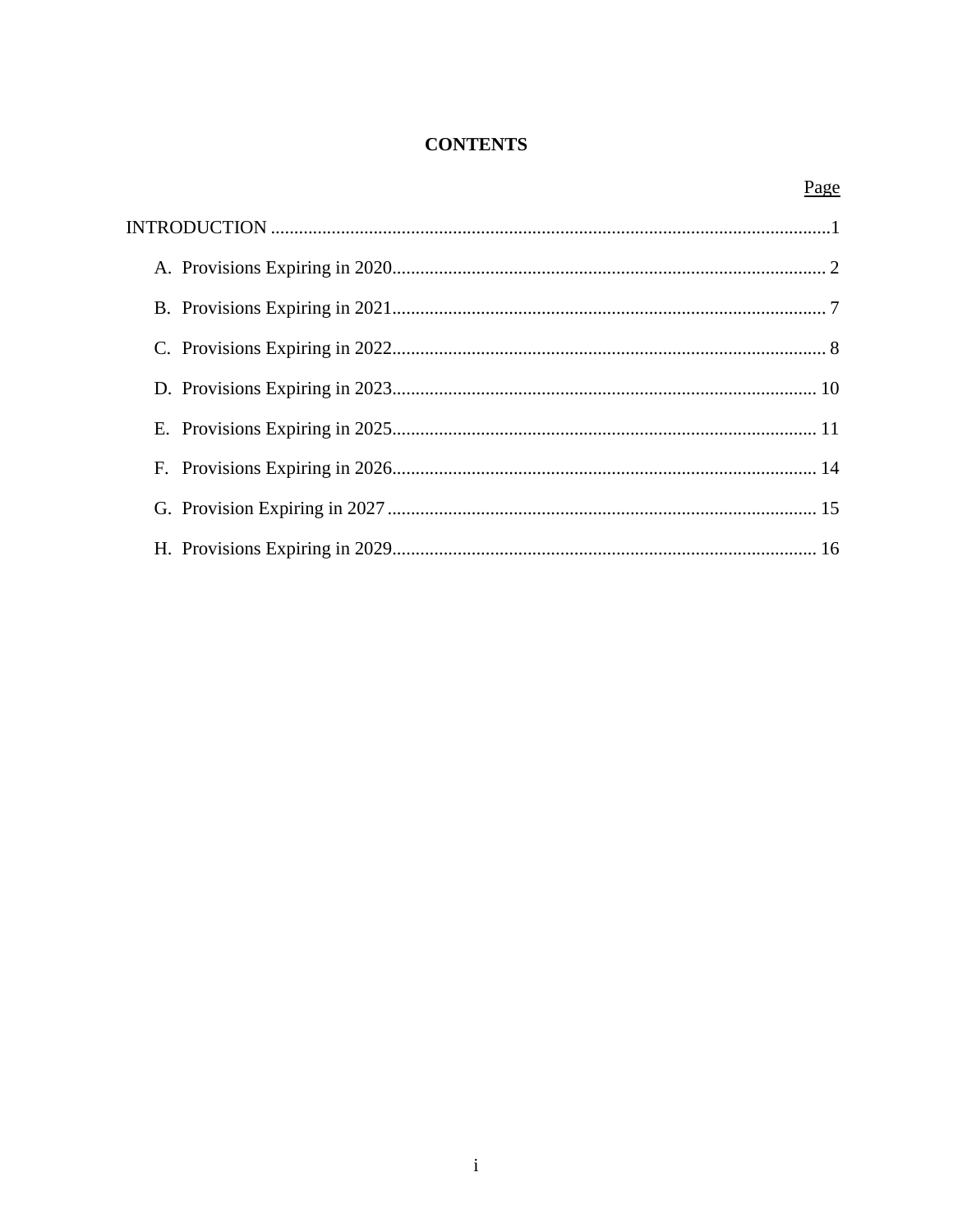# CONTENTS

Page

INTRODUCTION ........................................................................................................................1

- A. Provisions Expiring in 2020............................................................................................ 2
- B. Provisions Expiring in 2021............................................................................................ 7
- C. Provisions Expiring in 2022............................................................................................ 8
- D. Provisions Expiring in 2023.......................................................................................... 10
- E. Provisions Expiring in 2025.......................................................................................... 11
- F. Provisions Expiring in 2026.......................................................................................... 14
- G. Provision Expiring in 2027 ........................................................................................... 15
- H. Provisions Expiring in 2029.......................................................................................... 16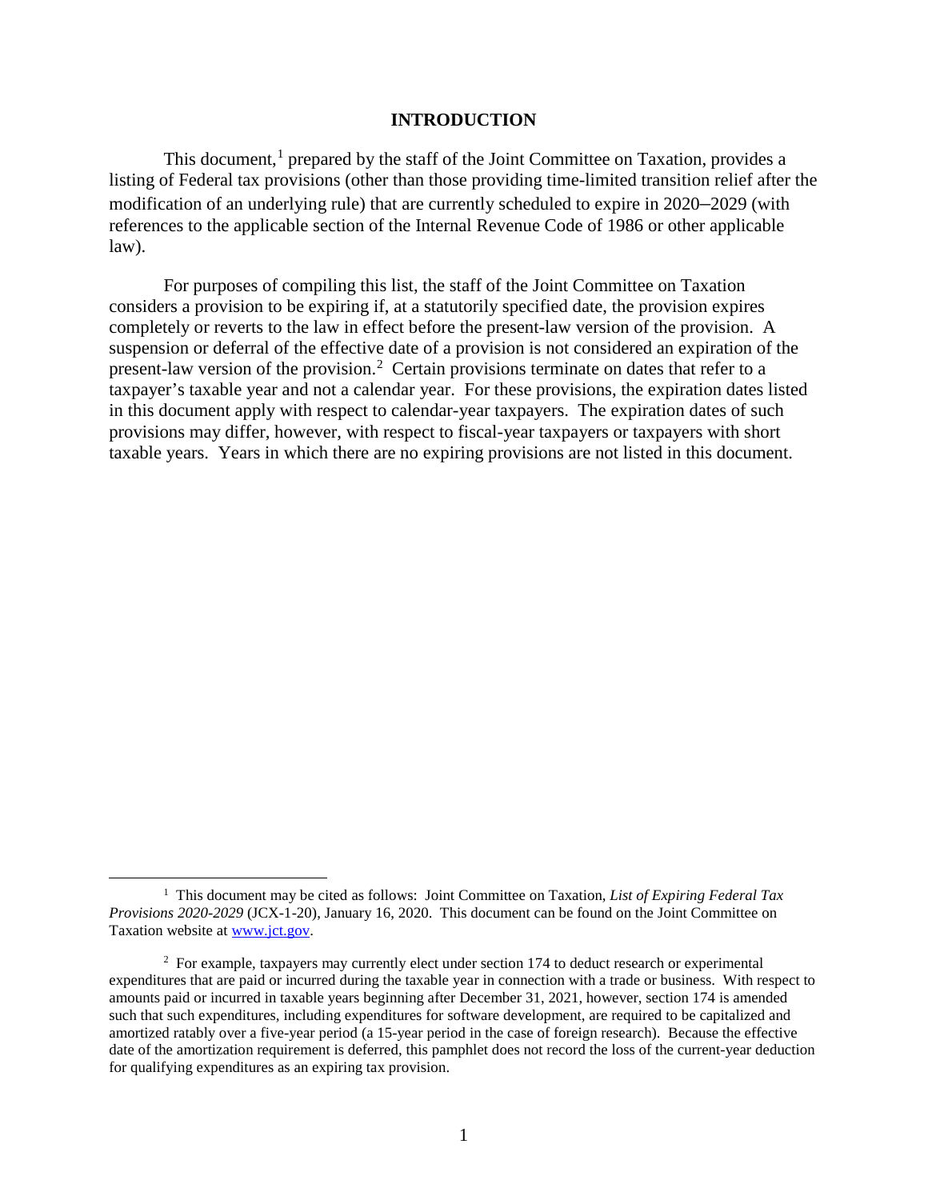# INTRODUCTION

This document,[1] prepared by the staff of the Joint Committee on Taxation, provides a listing of Federal tax provisions (other than those providing time-limited transition relief after the modification of an underlying rule) that are currently scheduled to expire in 2020–2029 (with references to the applicable section of the Internal Revenue Code of 1986 or other applicable law).

For purposes of compiling this list, the staff of the Joint Committee on Taxation considers a provision to be expiring if, at a statutorily specified date, the provision expires completely or reverts to the law in effect before the present-law version of the provision. A suspension or deferral of the effective date of a provision is not considered an expiration of the present-law version of the provision.[2] Certain provisions terminate on dates that refer to a taxpayer's taxable year and not a calendar year. For these provisions, the expiration dates listed in this document apply with respect to calendar-year taxpayers. The expiration dates of such provisions may differ, however, with respect to fiscal-year taxpayers or taxpayers with short taxable years. Years in which there are no expiring provisions are not listed in this document.

---

[1] This document may be cited as follows: Joint Committee on Taxation, *List of Expiring Federal Tax Provisions 2020-2029* (JCX-1-20), January 16, 2020. This document can be found on the Joint Committee on Taxation website at [www.jct.gov](http://www.jct.gov).

[2] For example, taxpayers may currently elect under section 174 to deduct research or experimental expenditures that are paid or incurred during the taxable year in connection with a trade or business. With respect to amounts paid or incurred in taxable years beginning after December 31, 2021, however, section 174 is amended such that such expenditures, including expenditures for software development, are required to be capitalized and amortized ratably over a five-year period (a 15-year period in the case of foreign research). Because the effective date of the amortization requirement is deferred, this pamphlet does not record the loss of the current-year deduction for qualifying expenditures as an expiring tax provision.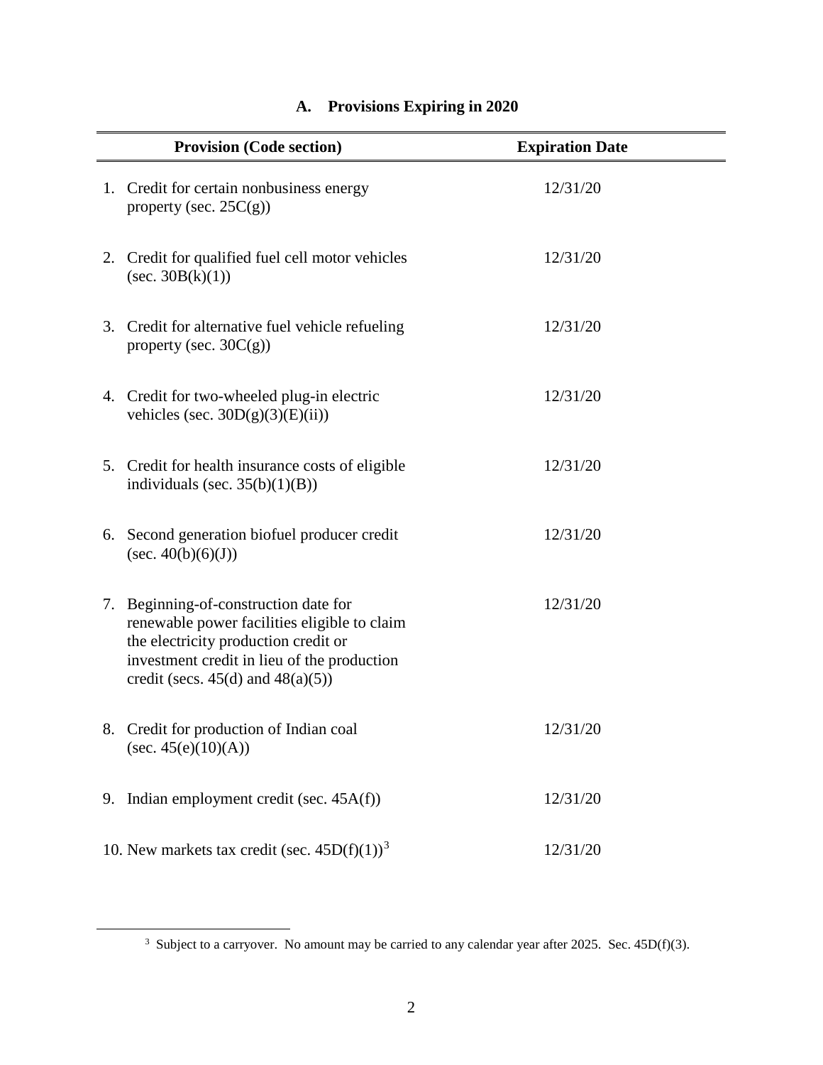## A. Provisions Expiring in 2020

| Provision (Code section) | Expiration Date |
|---|---|
| 1. Credit for certain nonbusiness energy property (sec. 25C(g)) | 12/31/20 |
| 2. Credit for qualified fuel cell motor vehicles (sec. 30B(k)(1)) | 12/31/20 |
| 3. Credit for alternative fuel vehicle refueling property (sec. 30C(g)) | 12/31/20 |
| 4. Credit for two-wheeled plug-in electric vehicles (sec. 30D(g)(3)(E)(ii)) | 12/31/20 |
| 5. Credit for health insurance costs of eligible individuals (sec. 35(b)(1)(B)) | 12/31/20 |
| 6. Second generation biofuel producer credit (sec. 40(b)(6)(J)) | 12/31/20 |
| 7. Beginning-of-construction date for renewable power facilities eligible to claim the electricity production credit or investment credit in lieu of the production credit (secs. 45(d) and 48(a)(5)) | 12/31/20 |
| 8. Credit for production of Indian coal (sec. 45(e)(10)(A)) | 12/31/20 |
| 9. Indian employment credit (sec. 45A(f)) | 12/31/20 |
| 10. New markets tax credit (sec. 45D(f)(1))[3] | 12/31/20 |

[3] Subject to a carryover. No amount may be carried to any calendar year after 2025. Sec. 45D(f)(3).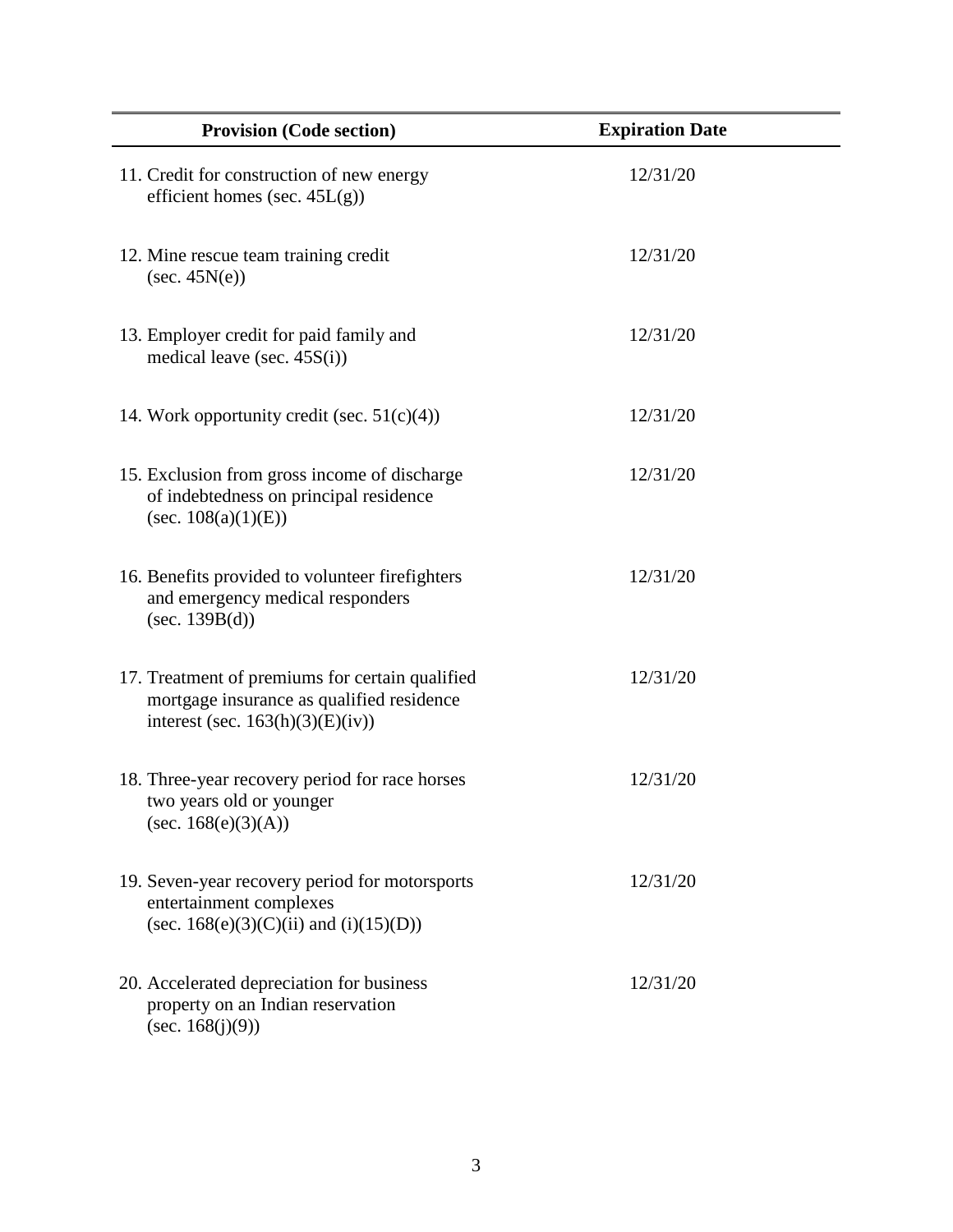| Provision (Code section) | Expiration Date |
|---|---|
| 11. Credit for construction of new energy efficient homes (sec. 45L(g)) | 12/31/20 |
| 12. Mine rescue team training credit (sec. 45N(e)) | 12/31/20 |
| 13. Employer credit for paid family and medical leave (sec. 45S(i)) | 12/31/20 |
| 14. Work opportunity credit (sec. 51(c)(4)) | 12/31/20 |
| 15. Exclusion from gross income of discharge of indebtedness on principal residence (sec. 108(a)(1)(E)) | 12/31/20 |
| 16. Benefits provided to volunteer firefighters and emergency medical responders (sec. 139B(d)) | 12/31/20 |
| 17. Treatment of premiums for certain qualified mortgage insurance as qualified residence interest (sec. 163(h)(3)(E)(iv)) | 12/31/20 |
| 18. Three-year recovery period for race horses two years old or younger (sec. 168(e)(3)(A)) | 12/31/20 |
| 19. Seven-year recovery period for motorsports entertainment complexes (sec. 168(e)(3)(C)(ii) and (i)(15)(D)) | 12/31/20 |
| 20. Accelerated depreciation for business property on an Indian reservation (sec. 168(j)(9)) | 12/31/20 |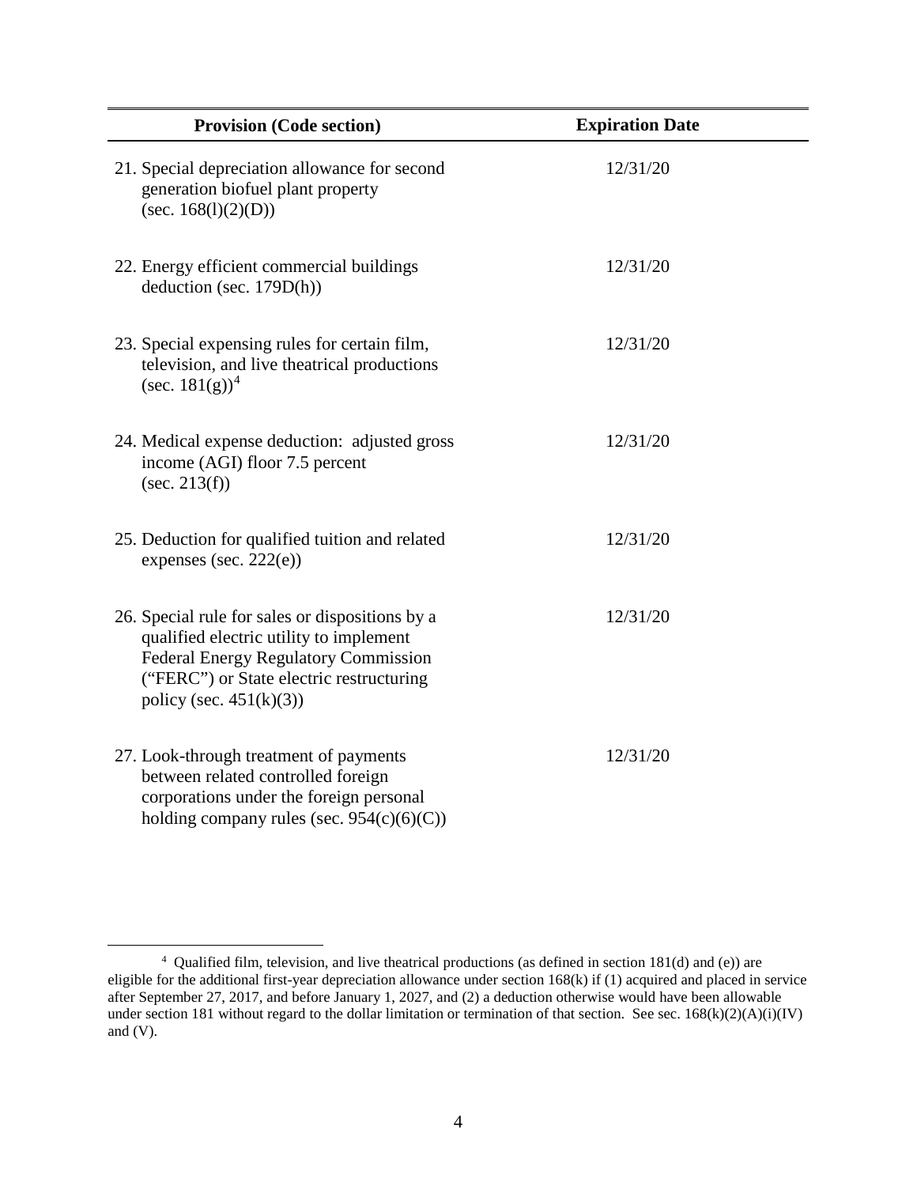| Provision (Code section) | Expiration Date |
|---|---|
| 21. Special depreciation allowance for second generation biofuel plant property (sec. 168(l)(2)(D)) | 12/31/20 |
| 22. Energy efficient commercial buildings deduction (sec. 179D(h)) | 12/31/20 |
| 23. Special expensing rules for certain film, television, and live theatrical productions (sec. 181(g))[4] | 12/31/20 |
| 24. Medical expense deduction: adjusted gross income (AGI) floor 7.5 percent (sec. 213(f)) | 12/31/20 |
| 25. Deduction for qualified tuition and related expenses (sec. 222(e)) | 12/31/20 |
| 26. Special rule for sales or dispositions by a qualified electric utility to implement Federal Energy Regulatory Commission ("FERC") or State electric restructuring policy (sec. 451(k)(3)) | 12/31/20 |
| 27. Look-through treatment of payments between related controlled foreign corporations under the foreign personal holding company rules (sec. 954(c)(6)(C)) | 12/31/20 |

[4] Qualified film, television, and live theatrical productions (as defined in section 181(d) and (e)) are eligible for the additional first-year depreciation allowance under section 168(k) if (1) acquired and placed in service after September 27, 2017, and before January 1, 2027, and (2) a deduction otherwise would have been allowable under section 181 without regard to the dollar limitation or termination of that section. See sec. 168(k)(2)(A)(i)(IV) and (V).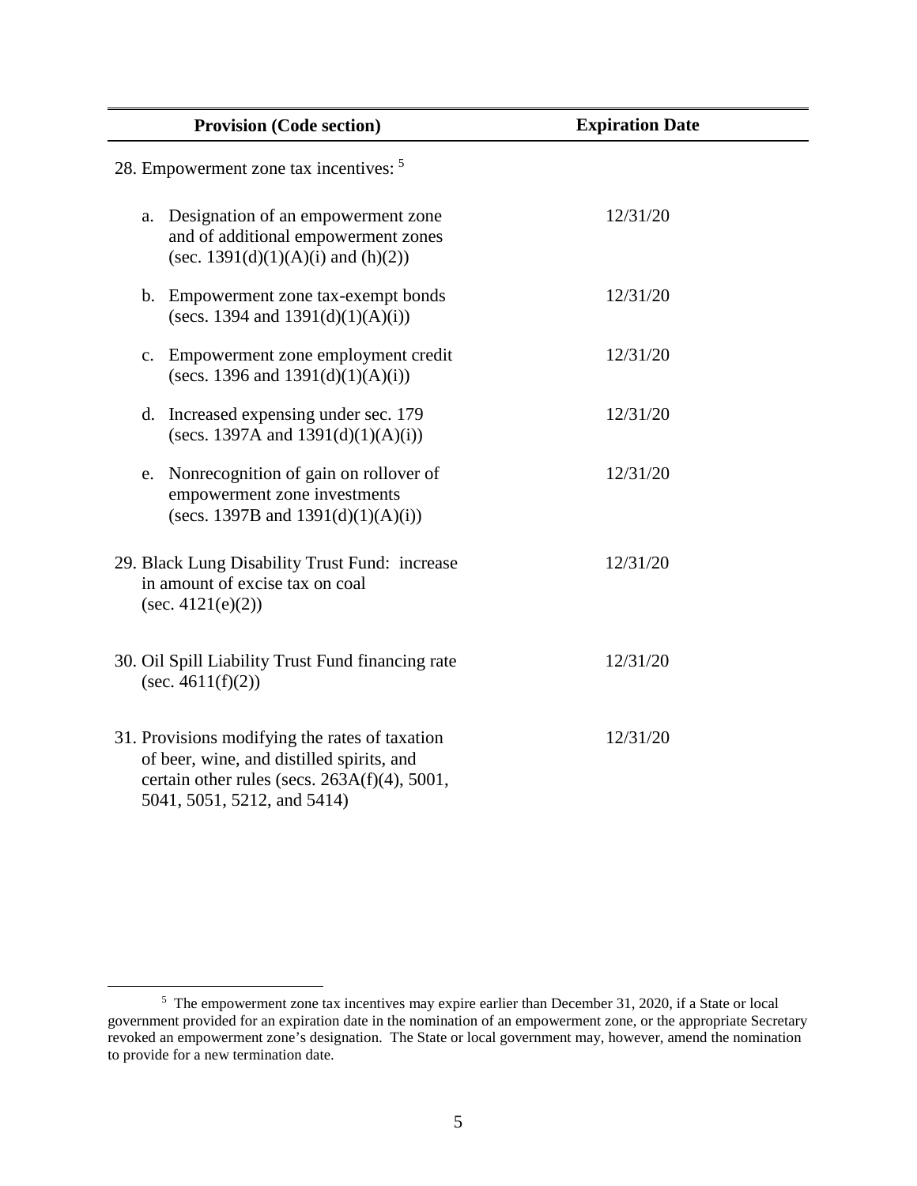| Provision (Code section) | Expiration Date |
| --- | --- |
| 28. Empowerment zone tax incentives: [5] | |
| a. Designation of an empowerment zone and of additional empowerment zones (sec. 1391(d)(1)(A)(i) and (h)(2)) | 12/31/20 |
| b. Empowerment zone tax-exempt bonds (secs. 1394 and 1391(d)(1)(A)(i)) | 12/31/20 |
| c. Empowerment zone employment credit (secs. 1396 and 1391(d)(1)(A)(i)) | 12/31/20 |
| d. Increased expensing under sec. 179 (secs. 1397A and 1391(d)(1)(A)(i)) | 12/31/20 |
| e. Nonrecognition of gain on rollover of empowerment zone investments (secs. 1397B and 1391(d)(1)(A)(i)) | 12/31/20 |
| 29. Black Lung Disability Trust Fund: increase in amount of excise tax on coal (sec. 4121(e)(2)) | 12/31/20 |
| 30. Oil Spill Liability Trust Fund financing rate (sec. 4611(f)(2)) | 12/31/20 |
| 31. Provisions modifying the rates of taxation of beer, wine, and distilled spirits, and certain other rules (secs. 263A(f)(4), 5001, 5041, 5051, 5212, and 5414) | 12/31/20 |

[5] The empowerment zone tax incentives may expire earlier than December 31, 2020, if a State or local government provided for an expiration date in the nomination of an empowerment zone, or the appropriate Secretary revoked an empowerment zone's designation. The State or local government may, however, amend the nomination to provide for a new termination date.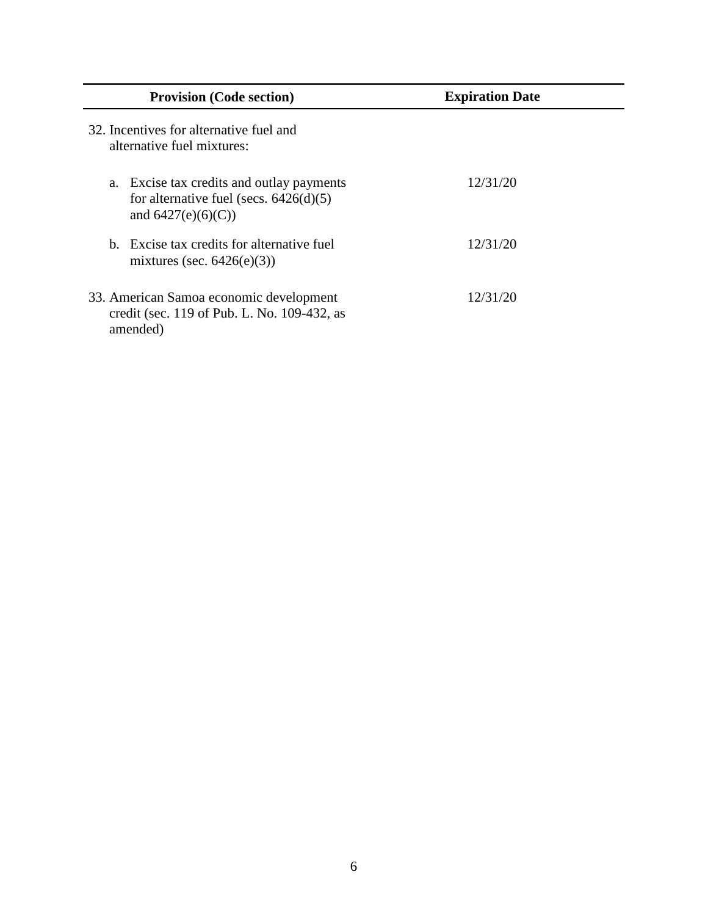| Provision (Code section) | Expiration Date |
|---|---|
| 32. Incentives for alternative fuel and alternative fuel mixtures: | |
| a. Excise tax credits and outlay payments for alternative fuel (secs. 6426(d)(5) and 6427(e)(6)(C)) | 12/31/20 |
| b. Excise tax credits for alternative fuel mixtures (sec. 6426(e)(3)) | 12/31/20 |
| 33. American Samoa economic development credit (sec. 119 of Pub. L. No. 109-432, as amended) | 12/31/20 |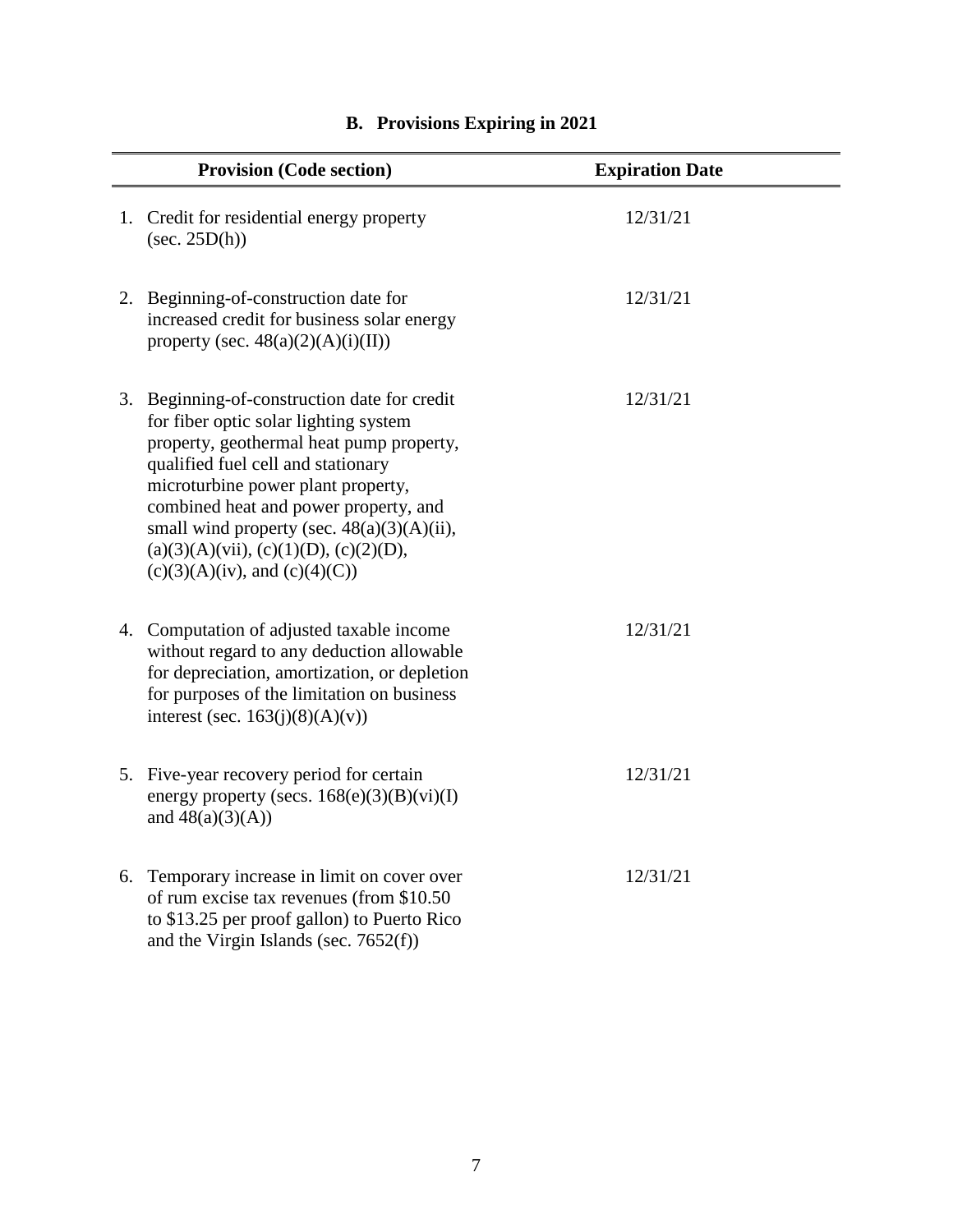## B. Provisions Expiring in 2021

| Provision (Code section) | Expiration Date |
|---|---|
| 1. Credit for residential energy property (sec. 25D(h)) | 12/31/21 |
| 2. Beginning-of-construction date for increased credit for business solar energy property (sec. 48(a)(2)(A)(i)(II)) | 12/31/21 |
| 3. Beginning-of-construction date for credit for fiber optic solar lighting system property, geothermal heat pump property, qualified fuel cell and stationary microturbine power plant property, combined heat and power property, and small wind property (sec. 48(a)(3)(A)(ii), (a)(3)(A)(vii), (c)(1)(D), (c)(2)(D), (c)(3)(A)(iv), and (c)(4)(C)) | 12/31/21 |
| 4. Computation of adjusted taxable income without regard to any deduction allowable for depreciation, amortization, or depletion for purposes of the limitation on business interest (sec. 163(j)(8)(A)(v)) | 12/31/21 |
| 5. Five-year recovery period for certain energy property (secs. 168(e)(3)(B)(vi)(I) and 48(a)(3)(A)) | 12/31/21 |
| 6. Temporary increase in limit on cover over of rum excise tax revenues (from $10.50 to $13.25 per proof gallon) to Puerto Rico and the Virgin Islands (sec. 7652(f)) | 12/31/21 |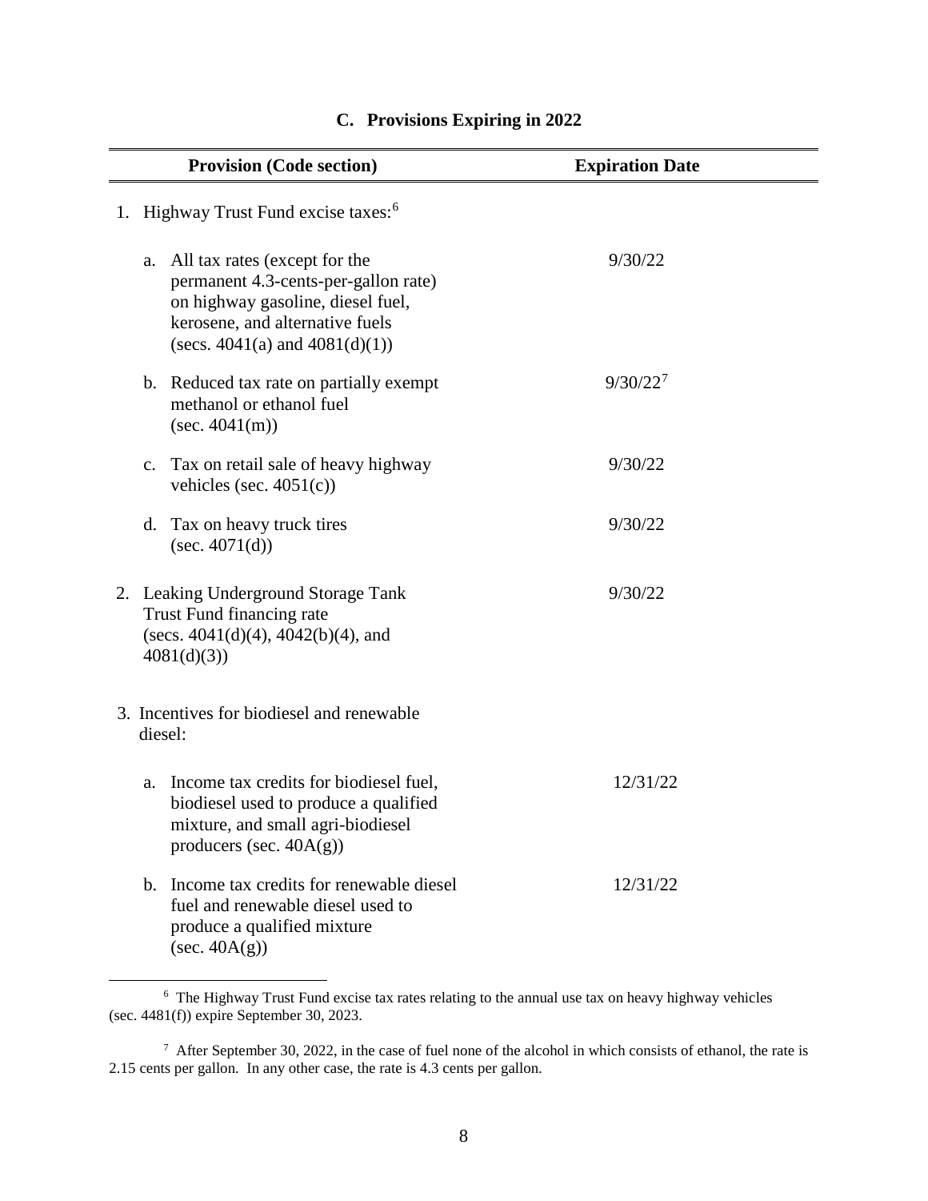## C. Provisions Expiring in 2022

| Provision (Code section) | Expiration Date |
|---|---|
| 1. Highway Trust Fund excise taxes:[6] | |
| a. All tax rates (except for the permanent 4.3-cents-per-gallon rate) on highway gasoline, diesel fuel, kerosene, and alternative fuels (secs. 4041(a) and 4081(d)(1)) | 9/30/22 |
| b. Reduced tax rate on partially exempt methanol or ethanol fuel (sec. 4041(m)) | 9/30/22[7] |
| c. Tax on retail sale of heavy highway vehicles (sec. 4051(c)) | 9/30/22 |
| d. Tax on heavy truck tires (sec. 4071(d)) | 9/30/22 |
| 2. Leaking Underground Storage Tank Trust Fund financing rate (secs. 4041(d)(4), 4042(b)(4), and 4081(d)(3)) | 9/30/22 |
| 3. Incentives for biodiesel and renewable diesel: | |
| a. Income tax credits for biodiesel fuel, biodiesel used to produce a qualified mixture, and small agri-biodiesel producers (sec. 40A(g)) | 12/31/22 |
| b. Income tax credits for renewable diesel fuel and renewable diesel used to produce a qualified mixture (sec. 40A(g)) | 12/31/22 |

[6] The Highway Trust Fund excise tax rates relating to the annual use tax on heavy highway vehicles (sec. 4481(f)) expire September 30, 2023.

[7] After September 30, 2022, in the case of fuel none of the alcohol in which consists of ethanol, the rate is 2.15 cents per gallon. In any other case, the rate is 4.3 cents per gallon.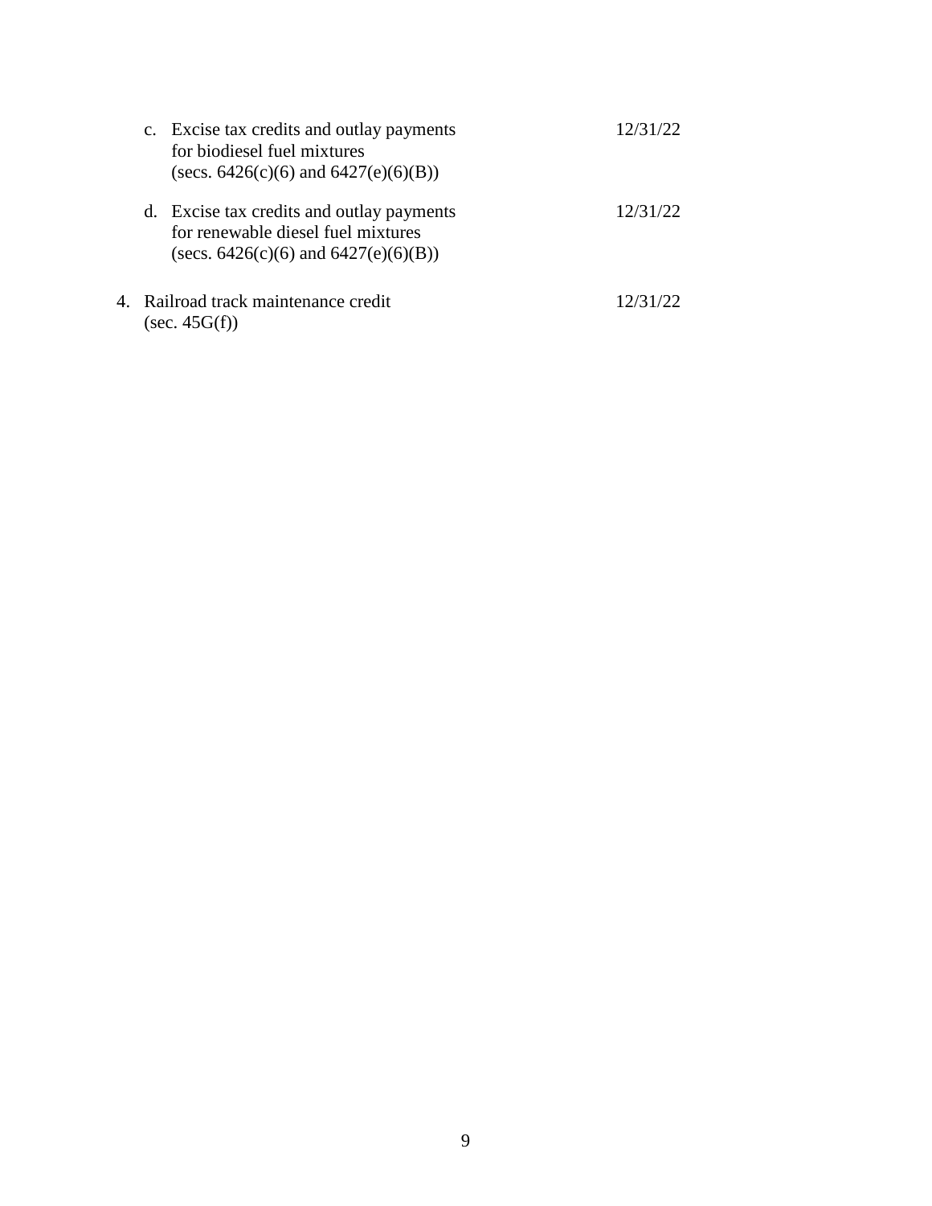c. Excise tax credits and outlay payments for biodiesel fuel mixtures (secs. 6426(c)(6) and 6427(e)(6)(B)) — 12/31/22

d. Excise tax credits and outlay payments for renewable diesel fuel mixtures (secs. 6426(c)(6) and 6427(e)(6)(B)) — 12/31/22

4. Railroad track maintenance credit (sec. 45G(f)) — 12/31/22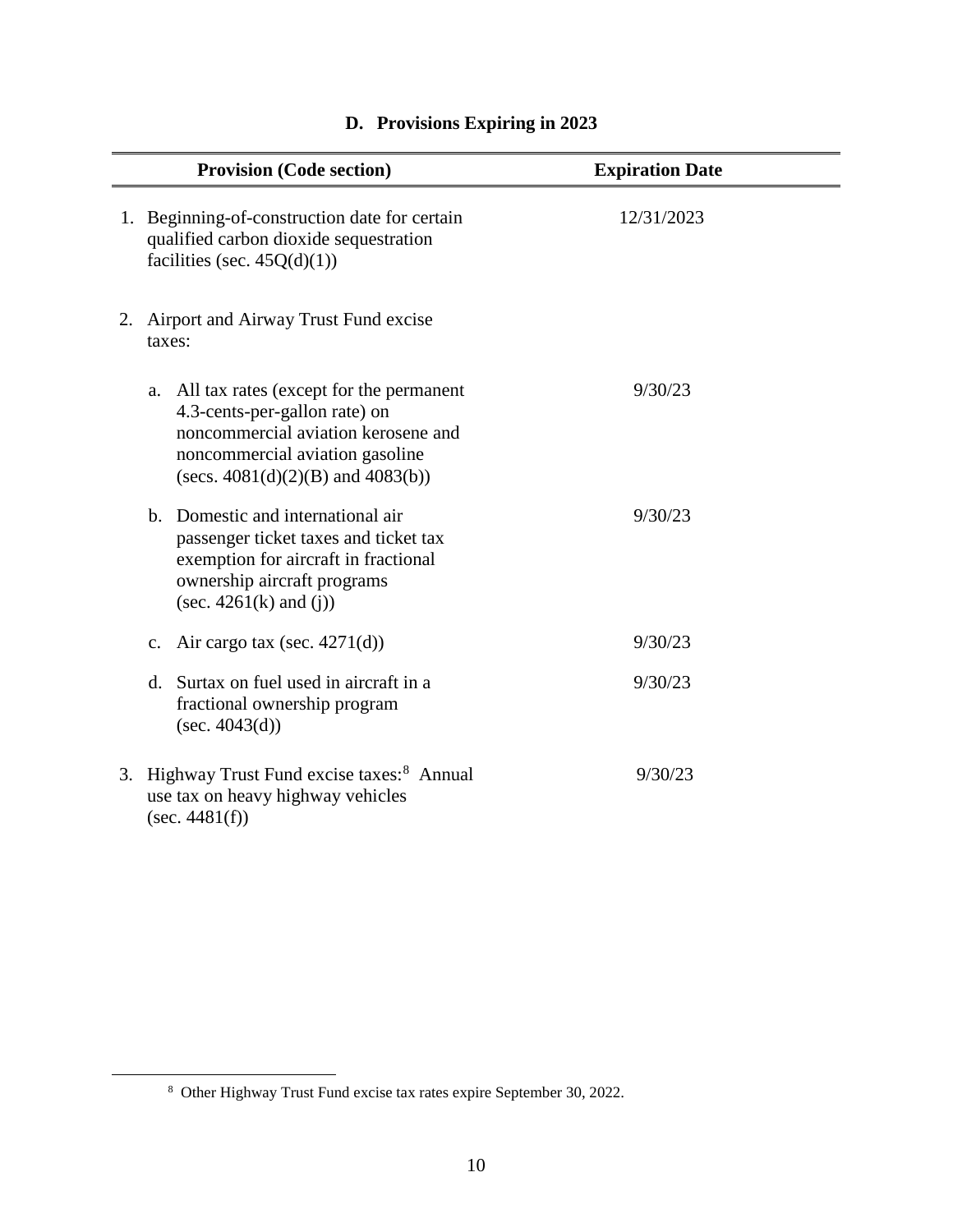## D. Provisions Expiring in 2023

| Provision (Code section) | Expiration Date |
|---|---|
| 1. Beginning-of-construction date for certain qualified carbon dioxide sequestration facilities (sec. 45Q(d)(1)) | 12/31/2023 |
| 2. Airport and Airway Trust Fund excise taxes: | |
| a. All tax rates (except for the permanent 4.3-cents-per-gallon rate) on noncommercial aviation kerosene and noncommercial aviation gasoline (secs. 4081(d)(2)(B) and 4083(b)) | 9/30/23 |
| b. Domestic and international air passenger ticket taxes and ticket tax exemption for aircraft in fractional ownership aircraft programs (sec. 4261(k) and (j)) | 9/30/23 |
| c. Air cargo tax (sec. 4271(d)) | 9/30/23 |
| d. Surtax on fuel used in aircraft in a fractional ownership program (sec. 4043(d)) | 9/30/23 |
| 3. Highway Trust Fund excise taxes:[8] Annual use tax on heavy highway vehicles (sec. 4481(f)) | 9/30/23 |

[8] Other Highway Trust Fund excise tax rates expire September 30, 2022.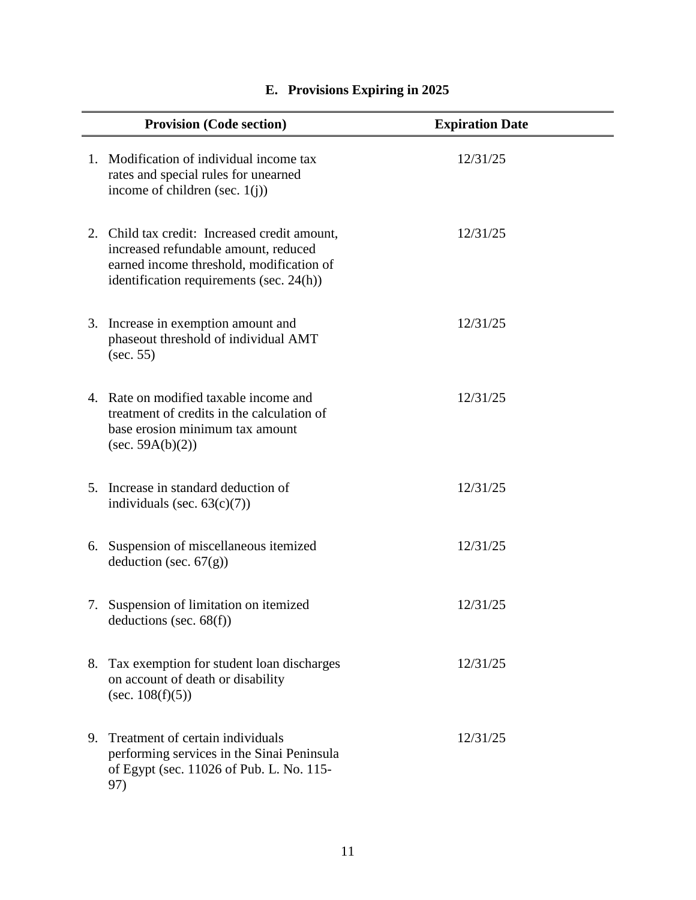## E. Provisions Expiring in 2025

| Provision (Code section) | Expiration Date |
|---|---|
| 1. Modification of individual income tax rates and special rules for unearned income of children (sec. 1(j)) | 12/31/25 |
| 2. Child tax credit: Increased credit amount, increased refundable amount, reduced earned income threshold, modification of identification requirements (sec. 24(h)) | 12/31/25 |
| 3. Increase in exemption amount and phaseout threshold of individual AMT (sec. 55) | 12/31/25 |
| 4. Rate on modified taxable income and treatment of credits in the calculation of base erosion minimum tax amount (sec. 59A(b)(2)) | 12/31/25 |
| 5. Increase in standard deduction of individuals (sec. 63(c)(7)) | 12/31/25 |
| 6. Suspension of miscellaneous itemized deduction (sec. 67(g)) | 12/31/25 |
| 7. Suspension of limitation on itemized deductions (sec. 68(f)) | 12/31/25 |
| 8. Tax exemption for student loan discharges on account of death or disability (sec. 108(f)(5)) | 12/31/25 |
| 9. Treatment of certain individuals performing services in the Sinai Peninsula of Egypt (sec. 11026 of Pub. L. No. 115-97) | 12/31/25 |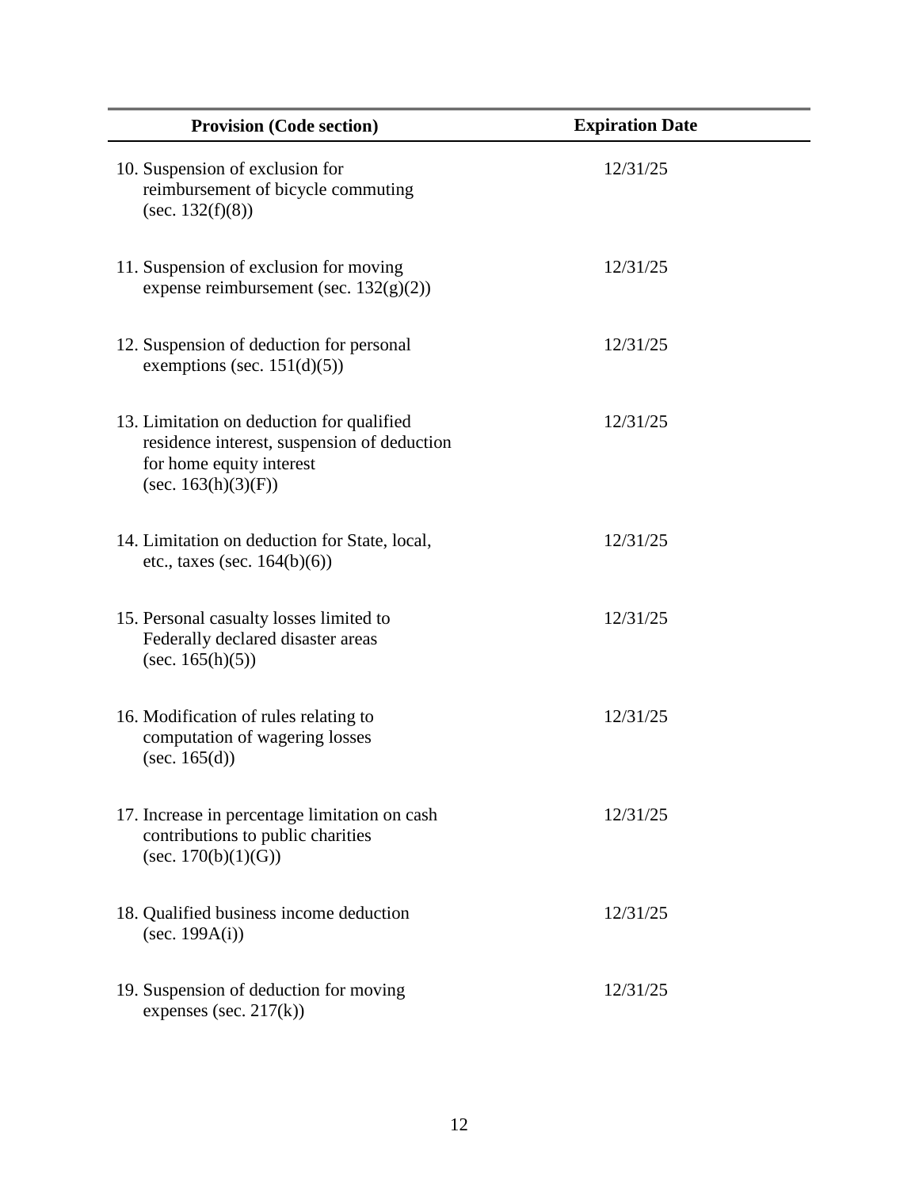| Provision (Code section) | Expiration Date |
| --- | --- |
| 10. Suspension of exclusion for reimbursement of bicycle commuting (sec. 132(f)(8)) | 12/31/25 |
| 11. Suspension of exclusion for moving expense reimbursement (sec. 132(g)(2)) | 12/31/25 |
| 12. Suspension of deduction for personal exemptions (sec. 151(d)(5)) | 12/31/25 |
| 13. Limitation on deduction for qualified residence interest, suspension of deduction for home equity interest (sec. 163(h)(3)(F)) | 12/31/25 |
| 14. Limitation on deduction for State, local, etc., taxes (sec. 164(b)(6)) | 12/31/25 |
| 15. Personal casualty losses limited to Federally declared disaster areas (sec. 165(h)(5)) | 12/31/25 |
| 16. Modification of rules relating to computation of wagering losses (sec. 165(d)) | 12/31/25 |
| 17. Increase in percentage limitation on cash contributions to public charities (sec. 170(b)(1)(G)) | 12/31/25 |
| 18. Qualified business income deduction (sec. 199A(i)) | 12/31/25 |
| 19. Suspension of deduction for moving expenses (sec. 217(k)) | 12/31/25 |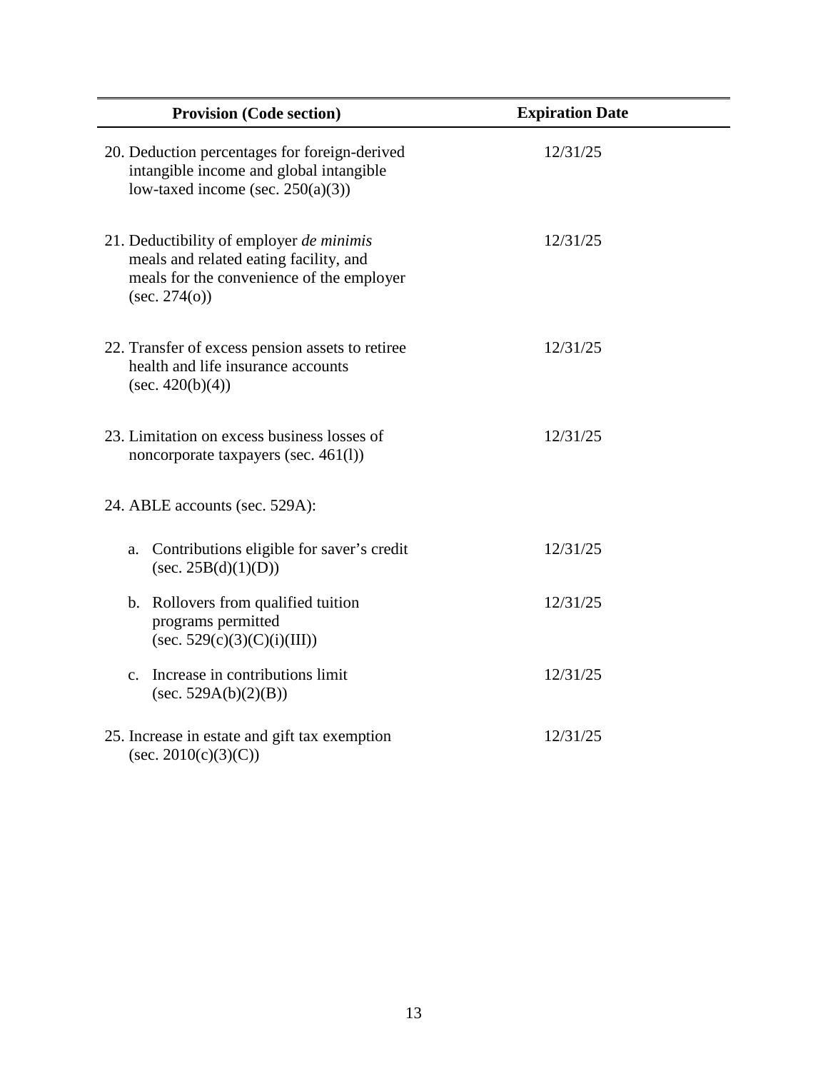| Provision (Code section) | Expiration Date |
|---|---|
| 20. Deduction percentages for foreign-derived intangible income and global intangible low-taxed income (sec. 250(a)(3)) | 12/31/25 |
| 21. Deductibility of employer *de minimis* meals and related eating facility, and meals for the convenience of the employer (sec. 274(o)) | 12/31/25 |
| 22. Transfer of excess pension assets to retiree health and life insurance accounts (sec. 420(b)(4)) | 12/31/25 |
| 23. Limitation on excess business losses of noncorporate taxpayers (sec. 461(l)) | 12/31/25 |
| 24. ABLE accounts (sec. 529A): | |
| a. Contributions eligible for saver's credit (sec. 25B(d)(1)(D)) | 12/31/25 |
| b. Rollovers from qualified tuition programs permitted (sec. 529(c)(3)(C)(i)(III)) | 12/31/25 |
| c. Increase in contributions limit (sec. 529A(b)(2)(B)) | 12/31/25 |
| 25. Increase in estate and gift tax exemption (sec. 2010(c)(3)(C)) | 12/31/25 |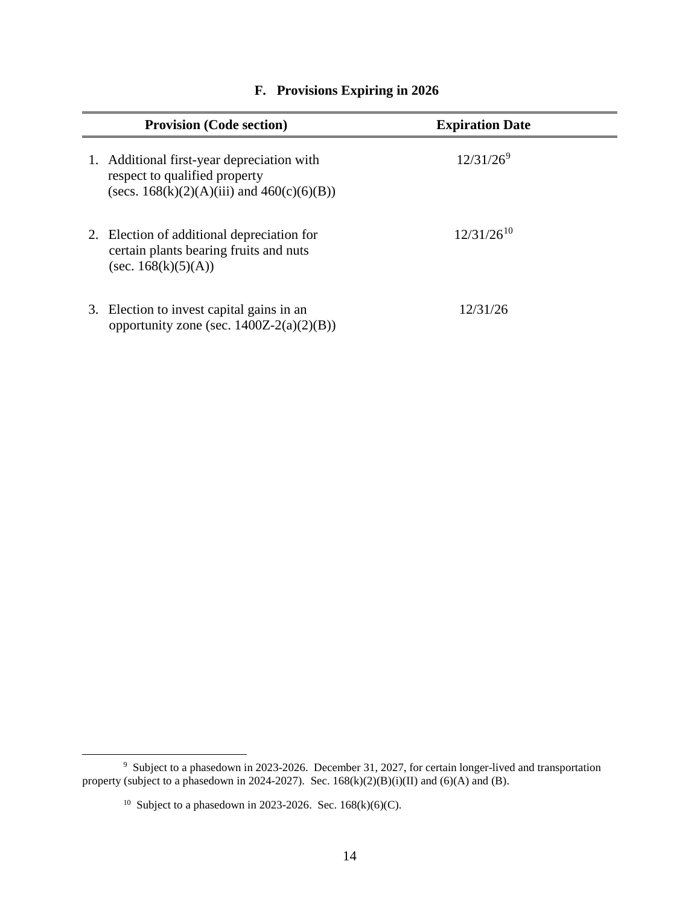## F. Provisions Expiring in 2026

| Provision (Code section) | Expiration Date |
|---|---|
| 1. Additional first-year depreciation with respect to qualified property (secs. 168(k)(2)(A)(iii) and 460(c)(6)(B)) | 12/31/26[9] |
| 2. Election of additional depreciation for certain plants bearing fruits and nuts (sec. 168(k)(5)(A)) | 12/31/26[10] |
| 3. Election to invest capital gains in an opportunity zone (sec. 1400Z-2(a)(2)(B)) | 12/31/26 |

---

[9] Subject to a phasedown in 2023-2026. December 31, 2027, for certain longer-lived and transportation property (subject to a phasedown in 2024-2027). Sec. 168(k)(2)(B)(i)(II) and (6)(A) and (B).

[10] Subject to a phasedown in 2023-2026. Sec. 168(k)(6)(C).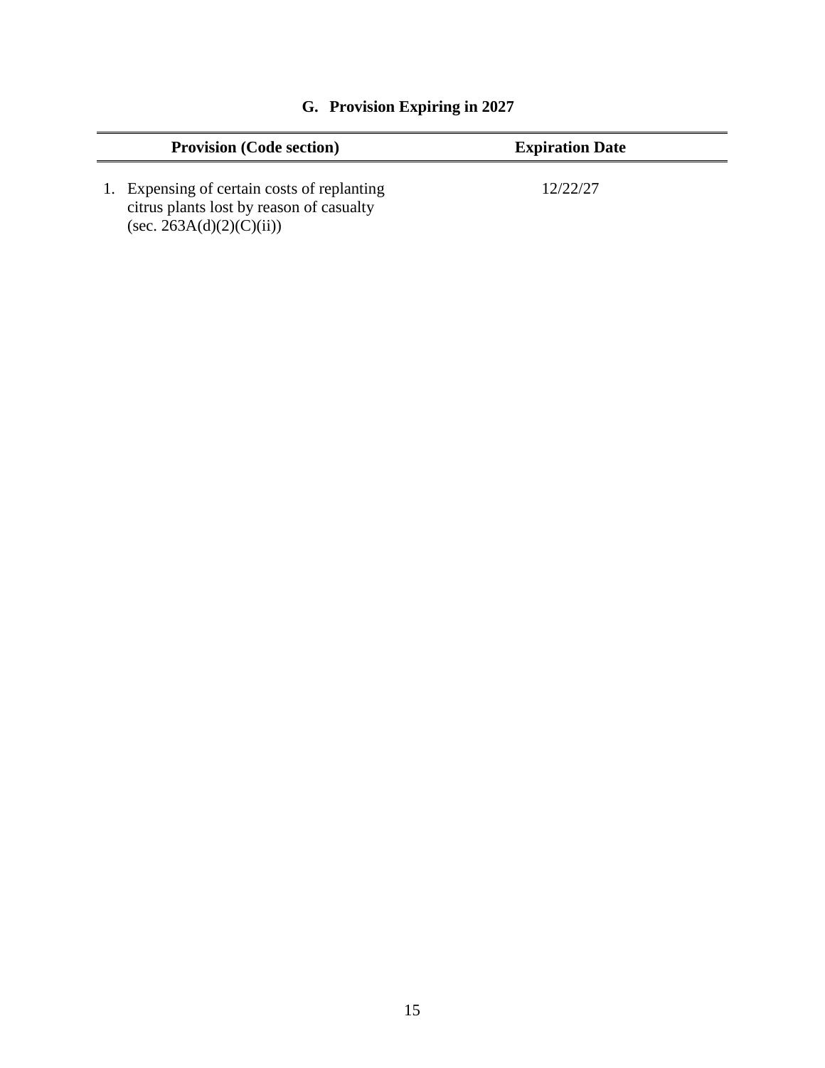## G. Provision Expiring in 2027

| Provision (Code section) | Expiration Date |
|---|---|
| 1. Expensing of certain costs of replanting citrus plants lost by reason of casualty (sec. 263A(d)(2)(C)(ii)) | 12/22/27 |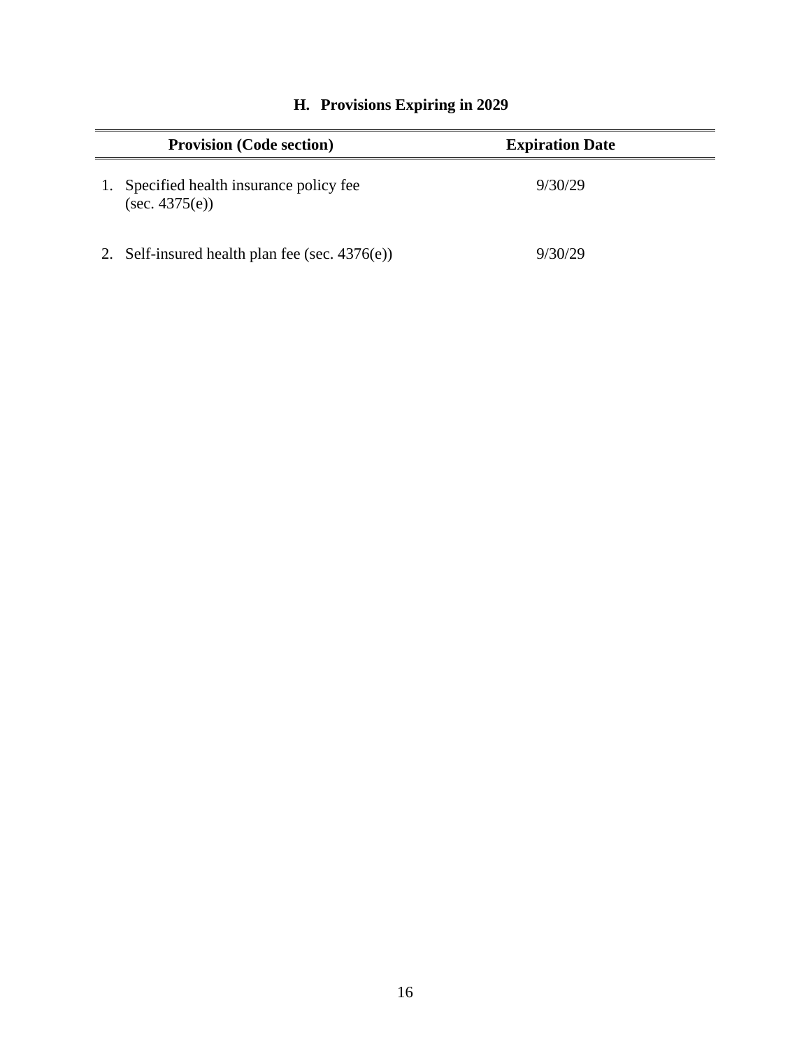## H. Provisions Expiring in 2029

| Provision (Code section) | Expiration Date |
|---|---|
| 1. Specified health insurance policy fee (sec. 4375(e)) | 9/30/29 |
| 2. Self-insured health plan fee (sec. 4376(e)) | 9/30/29 |